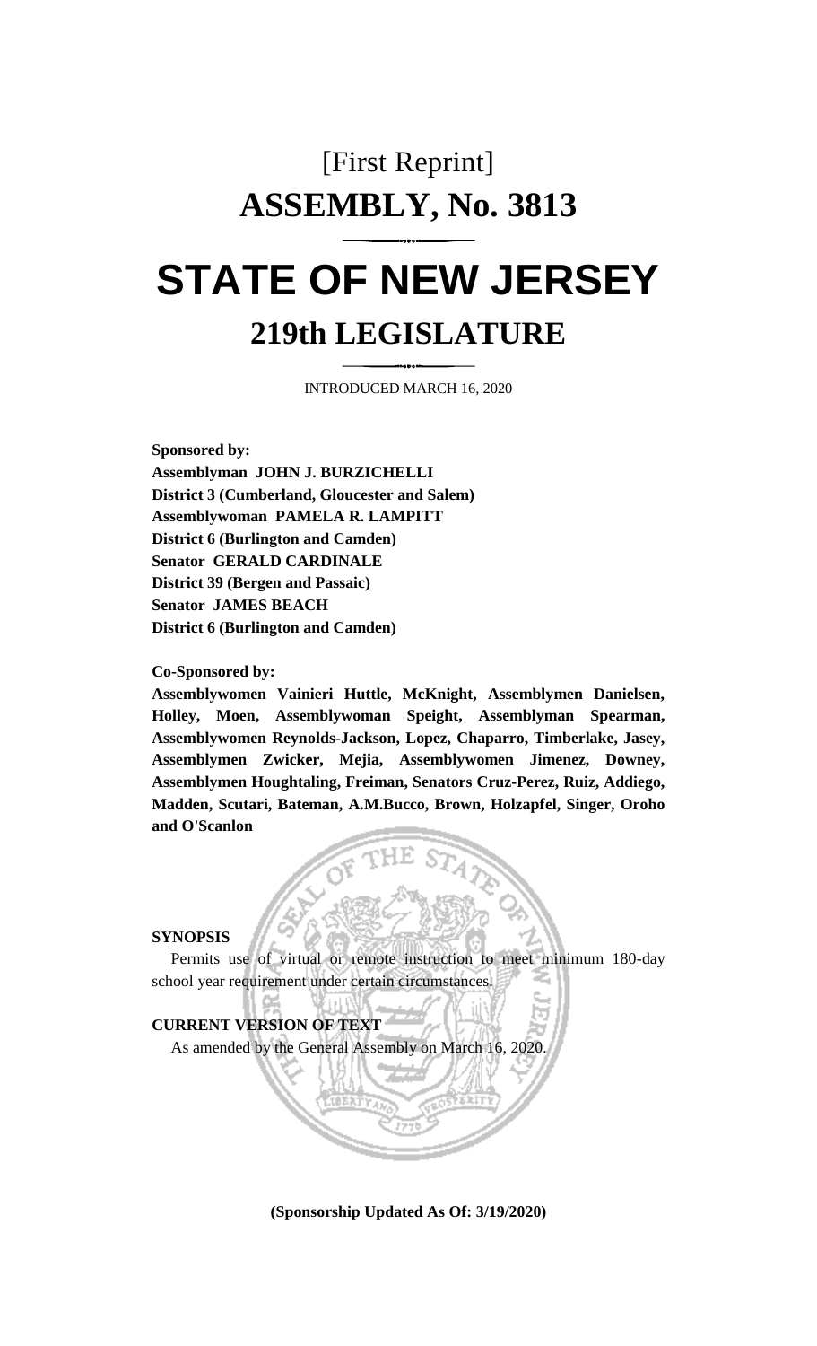# [First Reprint]

# ASSEMBLY, No. 3813

# STATE OF NEW JERSEY

## 219th LEGISLATURE

INTRODUCED MARCH 16, 2020

**Sponsored by:**
**Assemblyman JOHN J. BURZICHELLI**
**District 3 (Cumberland, Gloucester and Salem)**
**Assemblywoman PAMELA R. LAMPITT**
**District 6 (Burlington and Camden)**
**Senator GERALD CARDINALE**
**District 39 (Bergen and Passaic)**
**Senator JAMES BEACH**
**District 6 (Burlington and Camden)**

**Co-Sponsored by:**
**Assemblywomen Vainieri Huttle, McKnight, Assemblymen Danielsen, Holley, Moen, Assemblywoman Speight, Assemblyman Spearman, Assemblywomen Reynolds-Jackson, Lopez, Chaparro, Timberlake, Jasey, Assemblymen Zwicker, Mejia, Assemblywomen Jimenez, Downey, Assemblymen Houghtaling, Freiman, Senators Cruz-Perez, Ruiz, Addiego, Madden, Scutari, Bateman, A.M.Bucco, Brown, Holzapfel, Singer, Oroho and O'Scanlon**

**SYNOPSIS**

Permits use of virtual or remote instruction to meet minimum 180-day school year requirement under certain circumstances.

**CURRENT VERSION OF TEXT**

As amended by the General Assembly on March 16, 2020.

**(Sponsorship Updated As Of: 3/19/2020)**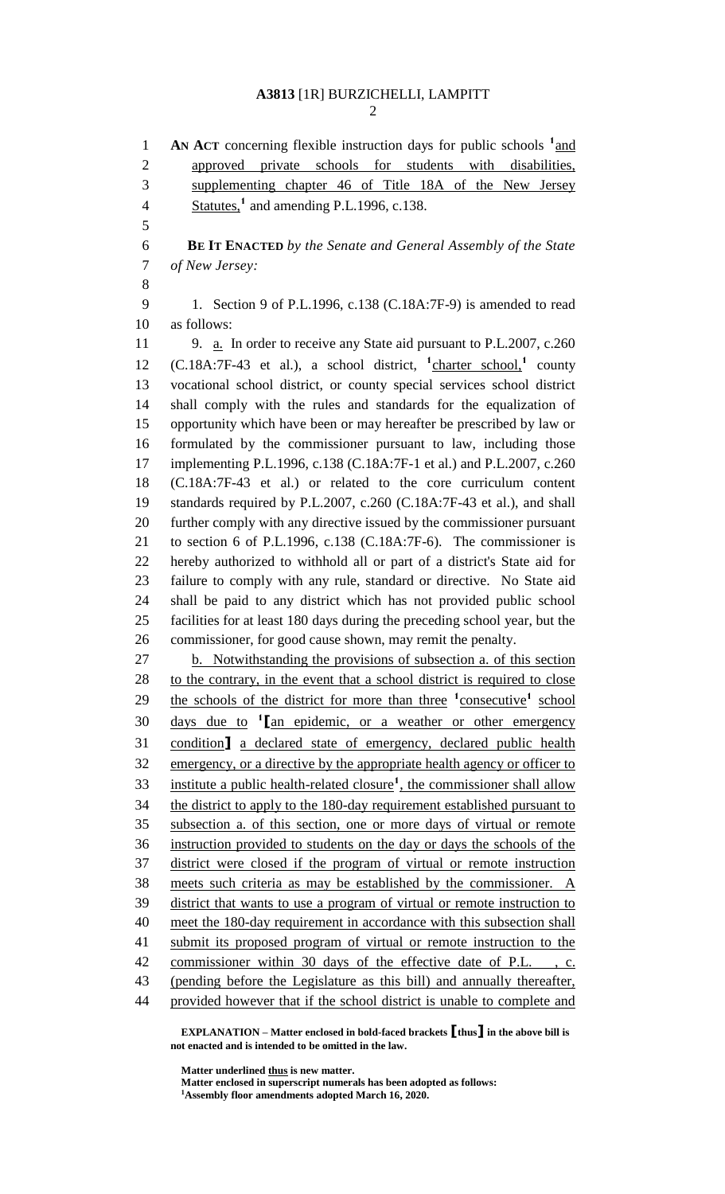**AN ACT** concerning flexible instruction days for public schools [1]and approved private schools for students with disabilities, supplementing chapter 46 of Title 18A of the New Jersey Statutes,[1] and amending P.L.1996, c.138.

**BE IT ENACTED** *by the Senate and General Assembly of the State of New Jersey:*

1. Section 9 of P.L.1996, c.138 (C.18A:7F-9) is amended to read as follows:

9. a. In order to receive any State aid pursuant to P.L.2007, c.260 (C.18A:7F-43 et al.), a school district, [1]charter school,[1] county vocational school district, or county special services school district shall comply with the rules and standards for the equalization of opportunity which have been or may hereafter be prescribed by law or formulated by the commissioner pursuant to law, including those implementing P.L.1996, c.138 (C.18A:7F-1 et al.) and P.L.2007, c.260 (C.18A:7F-43 et al.) or related to the core curriculum content standards required by P.L.2007, c.260 (C.18A:7F-43 et al.), and shall further comply with any directive issued by the commissioner pursuant to section 6 of P.L.1996, c.138 (C.18A:7F-6). The commissioner is hereby authorized to withhold all or part of a district's State aid for failure to comply with any rule, standard or directive. No State aid shall be paid to any district which has not provided public school facilities for at least 180 days during the preceding school year, but the commissioner, for good cause shown, may remit the penalty.

b. Notwithstanding the provisions of subsection a. of this section to the contrary, in the event that a school district is required to close the schools of the district for more than three [1]consecutive[1] school days due to [1]**[**an epidemic, or a weather or other emergency condition**]** a declared state of emergency, declared public health emergency, or a directive by the appropriate health agency or officer to institute a public health-related closure[1], the commissioner shall allow the district to apply to the 180-day requirement established pursuant to subsection a. of this section, one or more days of virtual or remote instruction provided to students on the day or days the schools of the district were closed if the program of virtual or remote instruction meets such criteria as may be established by the commissioner. A district that wants to use a program of virtual or remote instruction to meet the 180-day requirement in accordance with this subsection shall submit its proposed program of virtual or remote instruction to the commissioner within 30 days of the effective date of P.L. , c. (pending before the Legislature as this bill) and annually thereafter, provided however that if the school district is unable to complete and

**EXPLANATION – Matter enclosed in bold-faced brackets [thus] in the above bill is not enacted and is intended to be omitted in the law.**

**Matter underlined thus is new matter.**
**Matter enclosed in superscript numerals has been adopted as follows:**
[1]**Assembly floor amendments adopted March 16, 2020.**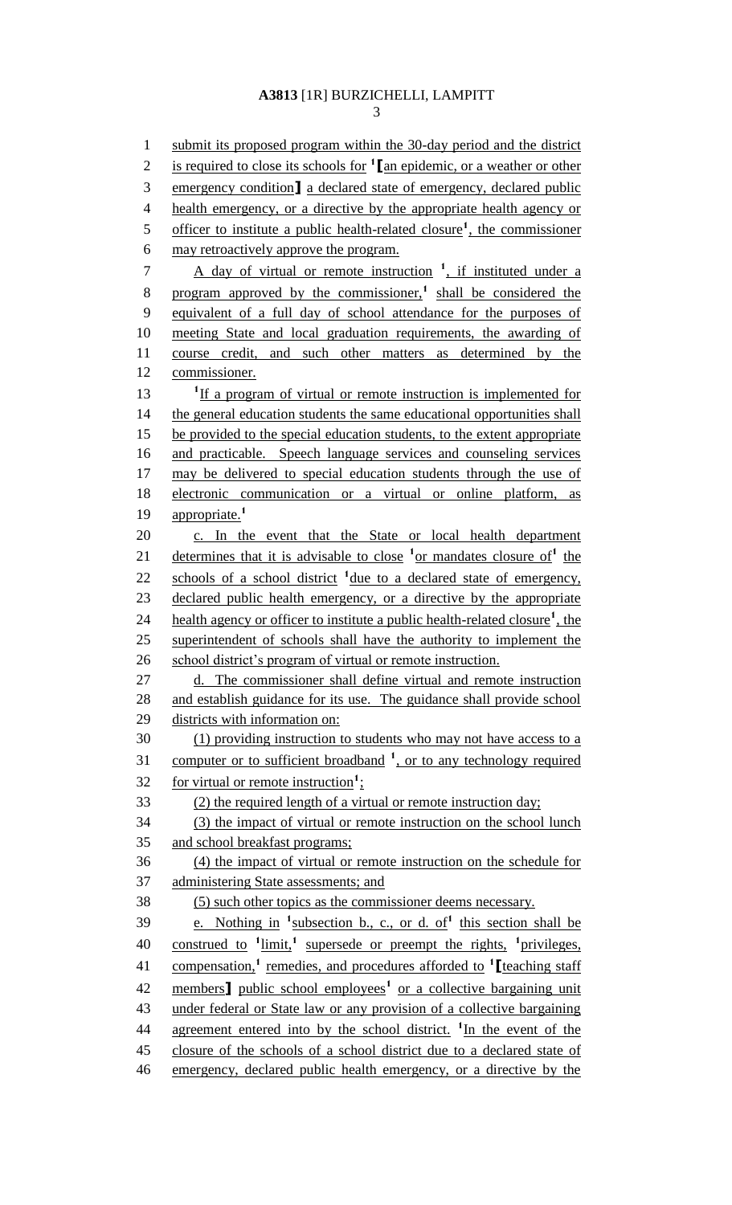submit its proposed program within the 30-day period and the district is required to close its schools for [1] [an epidemic, or a weather or other emergency condition] a declared state of emergency, declared public health emergency, or a directive by the appropriate health agency or officer to institute a public health-related closure[1], the commissioner may retroactively approve the program.

A day of virtual or remote instruction [1], if instituted under a program approved by the commissioner,[1] shall be considered the equivalent of a full day of school attendance for the purposes of meeting State and local graduation requirements, the awarding of course credit, and such other matters as determined by the commissioner.

[1]If a program of virtual or remote instruction is implemented for the general education students the same educational opportunities shall be provided to the special education students, to the extent appropriate and practicable. Speech language services and counseling services may be delivered to special education students through the use of electronic communication or a virtual or online platform, as appropriate.[1]

c. In the event that the State or local health department determines that it is advisable to close [1]or mandates closure of[1] the schools of a school district [1]due to a declared state of emergency, declared public health emergency, or a directive by the appropriate health agency or officer to institute a public health-related closure[1], the superintendent of schools shall have the authority to implement the school district's program of virtual or remote instruction.

d. The commissioner shall define virtual and remote instruction and establish guidance for its use. The guidance shall provide school districts with information on:

(1) providing instruction to students who may not have access to a computer or to sufficient broadband [1], or to any technology required for virtual or remote instruction[1];

(2) the required length of a virtual or remote instruction day;

(3) the impact of virtual or remote instruction on the school lunch and school breakfast programs;

(4) the impact of virtual or remote instruction on the schedule for administering State assessments; and

(5) such other topics as the commissioner deems necessary.

e. Nothing in [1]subsection b., c., or d. of[1] this section shall be construed to [1]limit,[1] supersede or preempt the rights, [1]privileges, compensation,[1] remedies, and procedures afforded to [1][teaching staff members] public school employees[1] or a collective bargaining unit under federal or State law or any provision of a collective bargaining agreement entered into by the school district. [1]In the event of the closure of the schools of a school district due to a declared state of emergency, declared public health emergency, or a directive by the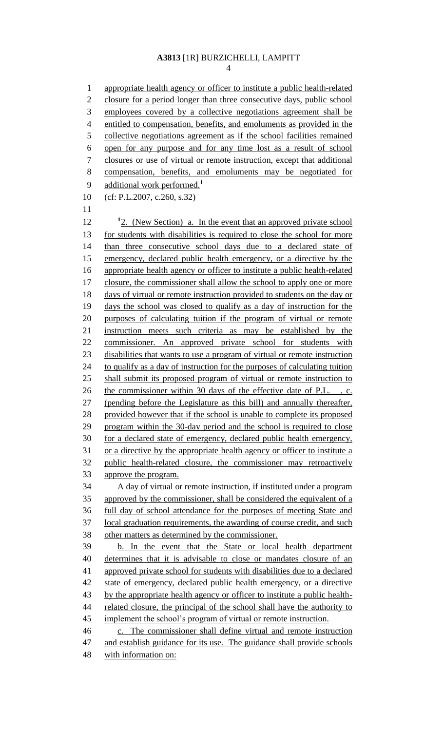appropriate health agency or officer to institute a public health-related closure for a period longer than three consecutive days, public school employees covered by a collective negotiations agreement shall be entitled to compensation, benefits, and emoluments as provided in the collective negotiations agreement as if the school facilities remained open for any purpose and for any time lost as a result of school closures or use of virtual or remote instruction, except that additional compensation, benefits, and emoluments may be negotiated for additional work performed.[1]

(cf: P.L.2007, c.260, s.32)

[1]2. (New Section) a. In the event that an approved private school for students with disabilities is required to close the school for more than three consecutive school days due to a declared state of emergency, declared public health emergency, or a directive by the appropriate health agency or officer to institute a public health-related closure, the commissioner shall allow the school to apply one or more days of virtual or remote instruction provided to students on the day or days the school was closed to qualify as a day of instruction for the purposes of calculating tuition if the program of virtual or remote instruction meets such criteria as may be established by the commissioner. An approved private school for students with disabilities that wants to use a program of virtual or remote instruction to qualify as a day of instruction for the purposes of calculating tuition shall submit its proposed program of virtual or remote instruction to the commissioner within 30 days of the effective date of P.L. , c. (pending before the Legislature as this bill) and annually thereafter, provided however that if the school is unable to complete its proposed program within the 30-day period and the school is required to close for a declared state of emergency, declared public health emergency, or a directive by the appropriate health agency or officer to institute a public health-related closure, the commissioner may retroactively approve the program.

A day of virtual or remote instruction, if instituted under a program approved by the commissioner, shall be considered the equivalent of a full day of school attendance for the purposes of meeting State and local graduation requirements, the awarding of course credit, and such other matters as determined by the commissioner.

b. In the event that the State or local health department determines that it is advisable to close or mandates closure of an approved private school for students with disabilities due to a declared state of emergency, declared public health emergency, or a directive by the appropriate health agency or officer to institute a public health-related closure, the principal of the school shall have the authority to implement the school's program of virtual or remote instruction.

c. The commissioner shall define virtual and remote instruction and establish guidance for its use. The guidance shall provide schools with information on: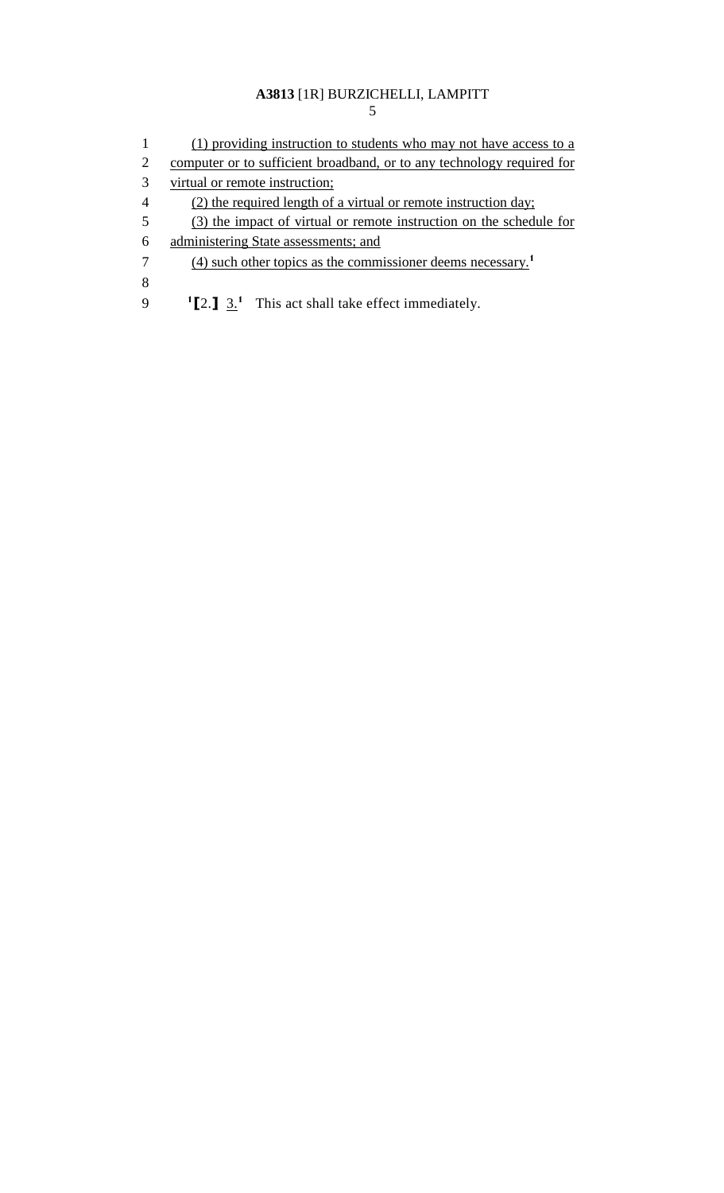(1) providing instruction to students who may not have access to a computer or to sufficient broadband, or to any technology required for virtual or remote instruction;

(2) the required length of a virtual or remote instruction day;

(3) the impact of virtual or remote instruction on the schedule for administering State assessments; and

(4) such other topics as the commissioner deems necessary.[1]

[1][2.] 3.[1] This act shall take effect immediately.